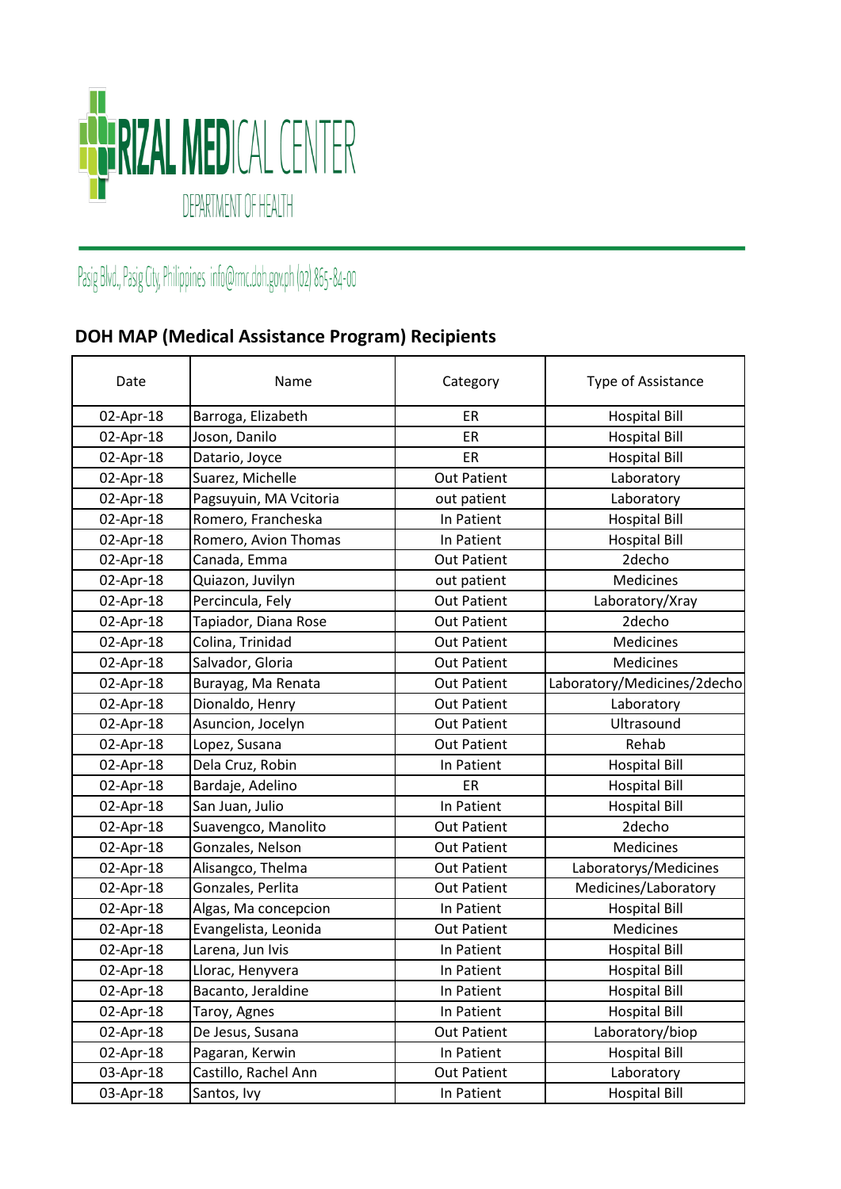# RIZAL MEDICAL CENTER

DEPARTMENT OF HEALTH

Pasig Blvd., Pasig City, Philippines info@rmc.doh.gov.ph (02) 865-84-00

## DOH MAP (Medical Assistance Program) Recipients

| Date | Name | Category | Type of Assistance |
|---|---|---|---|
| 02-Apr-18 | Barroga, Elizabeth | ER | Hospital Bill |
| 02-Apr-18 | Joson, Danilo | ER | Hospital Bill |
| 02-Apr-18 | Datario, Joyce | ER | Hospital Bill |
| 02-Apr-18 | Suarez, Michelle | Out Patient | Laboratory |
| 02-Apr-18 | Pagsuyuin, MA Vcitoria | out patient | Laboratory |
| 02-Apr-18 | Romero, Francheska | In Patient | Hospital Bill |
| 02-Apr-18 | Romero, Avion Thomas | In Patient | Hospital Bill |
| 02-Apr-18 | Canada, Emma | Out Patient | 2decho |
| 02-Apr-18 | Quiazon, Juvilyn | out patient | Medicines |
| 02-Apr-18 | Percincula, Fely | Out Patient | Laboratory/Xray |
| 02-Apr-18 | Tapiador, Diana Rose | Out Patient | 2decho |
| 02-Apr-18 | Colina, Trinidad | Out Patient | Medicines |
| 02-Apr-18 | Salvador, Gloria | Out Patient | Medicines |
| 02-Apr-18 | Burayag, Ma Renata | Out Patient | Laboratory/Medicines/2decho |
| 02-Apr-18 | Dionaldo, Henry | Out Patient | Laboratory |
| 02-Apr-18 | Asuncion, Jocelyn | Out Patient | Ultrasound |
| 02-Apr-18 | Lopez, Susana | Out Patient | Rehab |
| 02-Apr-18 | Dela Cruz, Robin | In Patient | Hospital Bill |
| 02-Apr-18 | Bardaje, Adelino | ER | Hospital Bill |
| 02-Apr-18 | San Juan, Julio | In Patient | Hospital Bill |
| 02-Apr-18 | Suavengco, Manolito | Out Patient | 2decho |
| 02-Apr-18 | Gonzales, Nelson | Out Patient | Medicines |
| 02-Apr-18 | Alisangco, Thelma | Out Patient | Laboratorys/Medicines |
| 02-Apr-18 | Gonzales, Perlita | Out Patient | Medicines/Laboratory |
| 02-Apr-18 | Algas, Ma concepcion | In Patient | Hospital Bill |
| 02-Apr-18 | Evangelista, Leonida | Out Patient | Medicines |
| 02-Apr-18 | Larena, Jun Ivis | In Patient | Hospital Bill |
| 02-Apr-18 | Llorac, Henyvera | In Patient | Hospital Bill |
| 02-Apr-18 | Bacanto, Jeraldine | In Patient | Hospital Bill |
| 02-Apr-18 | Taroy, Agnes | In Patient | Hospital Bill |
| 02-Apr-18 | De Jesus, Susana | Out Patient | Laboratory/biop |
| 02-Apr-18 | Pagaran, Kerwin | In Patient | Hospital Bill |
| 03-Apr-18 | Castillo, Rachel Ann | Out Patient | Laboratory |
| 03-Apr-18 | Santos, Ivy | In Patient | Hospital Bill |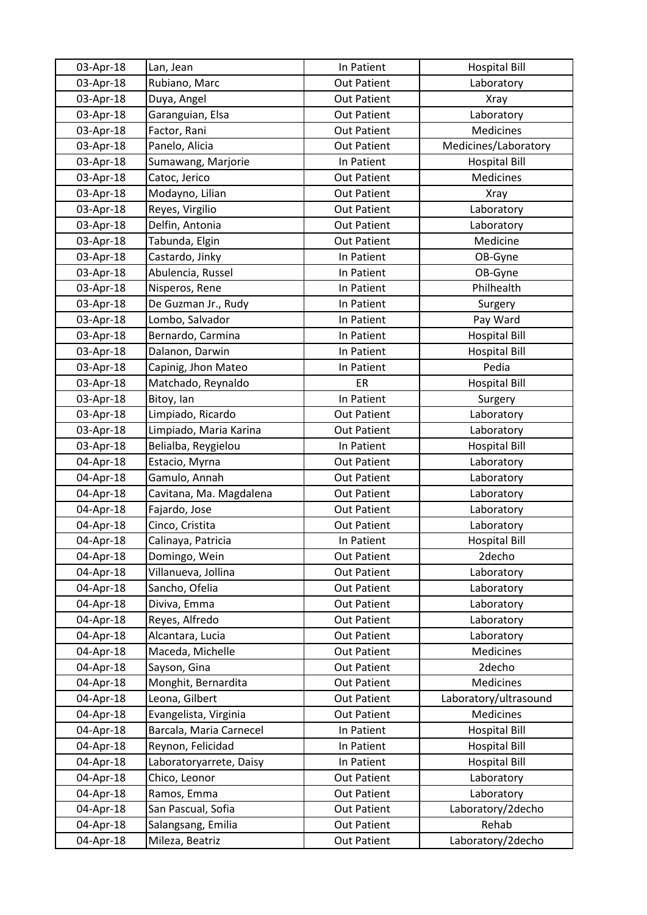| 03-Apr-18 | Lan, Jean | In Patient | Hospital Bill |
|---|---|---|---|
| 03-Apr-18 | Rubiano, Marc | Out Patient | Laboratory |
| 03-Apr-18 | Duya, Angel | Out Patient | Xray |
| 03-Apr-18 | Garanguian, Elsa | Out Patient | Laboratory |
| 03-Apr-18 | Factor, Rani | Out Patient | Medicines |
| 03-Apr-18 | Panelo, Alicia | Out Patient | Medicines/Laboratory |
| 03-Apr-18 | Sumawang, Marjorie | In Patient | Hospital Bill |
| 03-Apr-18 | Catoc, Jerico | Out Patient | Medicines |
| 03-Apr-18 | Modayno, Lilian | Out Patient | Xray |
| 03-Apr-18 | Reyes, Virgilio | Out Patient | Laboratory |
| 03-Apr-18 | Delfin, Antonia | Out Patient | Laboratory |
| 03-Apr-18 | Tabunda, Elgin | Out Patient | Medicine |
| 03-Apr-18 | Castardo, Jinky | In Patient | OB-Gyne |
| 03-Apr-18 | Abulencia, Russel | In Patient | OB-Gyne |
| 03-Apr-18 | Nisperos, Rene | In Patient | Philhealth |
| 03-Apr-18 | De Guzman Jr., Rudy | In Patient | Surgery |
| 03-Apr-18 | Lombo, Salvador | In Patient | Pay Ward |
| 03-Apr-18 | Bernardo, Carmina | In Patient | Hospital Bill |
| 03-Apr-18 | Dalanon, Darwin | In Patient | Hospital Bill |
| 03-Apr-18 | Capinig, Jhon Mateo | In Patient | Pedia |
| 03-Apr-18 | Matchado, Reynaldo | ER | Hospital Bill |
| 03-Apr-18 | Bitoy, Ian | In Patient | Surgery |
| 03-Apr-18 | Limpiado, Ricardo | Out Patient | Laboratory |
| 03-Apr-18 | Limpiado, Maria Karina | Out Patient | Laboratory |
| 03-Apr-18 | Belialba, Reygielou | In Patient | Hospital Bill |
| 04-Apr-18 | Estacio, Myrna | Out Patient | Laboratory |
| 04-Apr-18 | Gamulo, Annah | Out Patient | Laboratory |
| 04-Apr-18 | Cavitana, Ma. Magdalena | Out Patient | Laboratory |
| 04-Apr-18 | Fajardo, Jose | Out Patient | Laboratory |
| 04-Apr-18 | Cinco, Cristita | Out Patient | Laboratory |
| 04-Apr-18 | Calinaya, Patricia | In Patient | Hospital Bill |
| 04-Apr-18 | Domingo, Wein | Out Patient | 2decho |
| 04-Apr-18 | Villanueva, Jollina | Out Patient | Laboratory |
| 04-Apr-18 | Sancho, Ofelia | Out Patient | Laboratory |
| 04-Apr-18 | Diviva, Emma | Out Patient | Laboratory |
| 04-Apr-18 | Reyes, Alfredo | Out Patient | Laboratory |
| 04-Apr-18 | Alcantara, Lucia | Out Patient | Laboratory |
| 04-Apr-18 | Maceda, Michelle | Out Patient | Medicines |
| 04-Apr-18 | Sayson, Gina | Out Patient | 2decho |
| 04-Apr-18 | Monghit, Bernardita | Out Patient | Medicines |
| 04-Apr-18 | Leona, Gilbert | Out Patient | Laboratory/ultrasound |
| 04-Apr-18 | Evangelista, Virginia | Out Patient | Medicines |
| 04-Apr-18 | Barcala, Maria Carnecel | In Patient | Hospital Bill |
| 04-Apr-18 | Reynon, Felicidad | In Patient | Hospital Bill |
| 04-Apr-18 | Laboratoryarrete, Daisy | In Patient | Hospital Bill |
| 04-Apr-18 | Chico, Leonor | Out Patient | Laboratory |
| 04-Apr-18 | Ramos, Emma | Out Patient | Laboratory |
| 04-Apr-18 | San Pascual, Sofia | Out Patient | Laboratory/2decho |
| 04-Apr-18 | Salangsang, Emilia | Out Patient | Rehab |
| 04-Apr-18 | Mileza, Beatriz | Out Patient | Laboratory/2decho |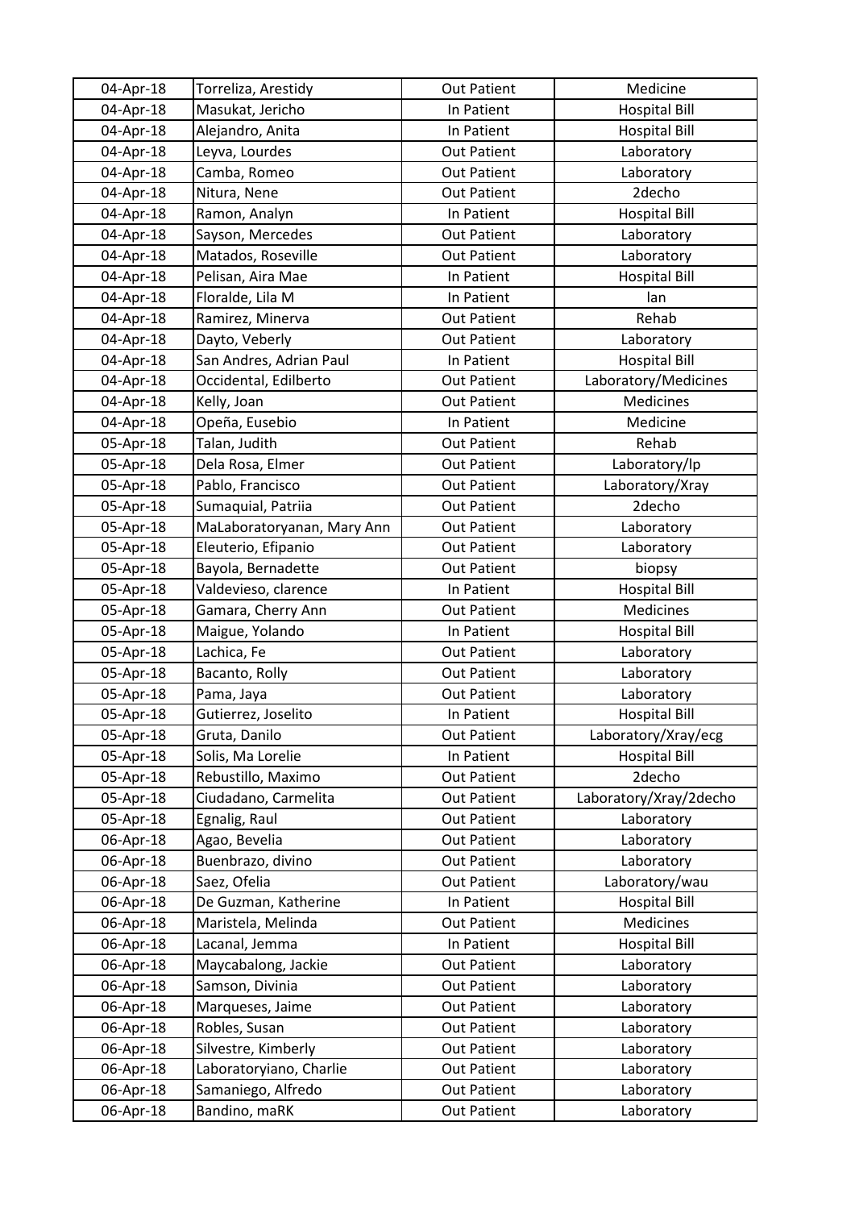| 04-Apr-18 | Torreliza, Arestidy | Out Patient | Medicine |
|---|---|---|---|
| 04-Apr-18 | Masukat, Jericho | In Patient | Hospital Bill |
| 04-Apr-18 | Alejandro, Anita | In Patient | Hospital Bill |
| 04-Apr-18 | Leyva, Lourdes | Out Patient | Laboratory |
| 04-Apr-18 | Camba, Romeo | Out Patient | Laboratory |
| 04-Apr-18 | Nitura, Nene | Out Patient | 2decho |
| 04-Apr-18 | Ramon, Analyn | In Patient | Hospital Bill |
| 04-Apr-18 | Sayson, Mercedes | Out Patient | Laboratory |
| 04-Apr-18 | Matados, Roseville | Out Patient | Laboratory |
| 04-Apr-18 | Pelisan, Aira Mae | In Patient | Hospital Bill |
| 04-Apr-18 | Floralde, Lila M | In Patient | lan |
| 04-Apr-18 | Ramirez, Minerva | Out Patient | Rehab |
| 04-Apr-18 | Dayto, Veberly | Out Patient | Laboratory |
| 04-Apr-18 | San Andres, Adrian Paul | In Patient | Hospital Bill |
| 04-Apr-18 | Occidental, Edilberto | Out Patient | Laboratory/Medicines |
| 04-Apr-18 | Kelly, Joan | Out Patient | Medicines |
| 04-Apr-18 | Opeña, Eusebio | In Patient | Medicine |
| 05-Apr-18 | Talan, Judith | Out Patient | Rehab |
| 05-Apr-18 | Dela Rosa, Elmer | Out Patient | Laboratory/lp |
| 05-Apr-18 | Pablo, Francisco | Out Patient | Laboratory/Xray |
| 05-Apr-18 | Sumaquial, Patriia | Out Patient | 2decho |
| 05-Apr-18 | MaLaboratoryanan, Mary Ann | Out Patient | Laboratory |
| 05-Apr-18 | Eleuterio, Efipanio | Out Patient | Laboratory |
| 05-Apr-18 | Bayola, Bernadette | Out Patient | biopsy |
| 05-Apr-18 | Valdevieso, clarence | In Patient | Hospital Bill |
| 05-Apr-18 | Gamara, Cherry Ann | Out Patient | Medicines |
| 05-Apr-18 | Maigue, Yolando | In Patient | Hospital Bill |
| 05-Apr-18 | Lachica, Fe | Out Patient | Laboratory |
| 05-Apr-18 | Bacanto, Rolly | Out Patient | Laboratory |
| 05-Apr-18 | Pama, Jaya | Out Patient | Laboratory |
| 05-Apr-18 | Gutierrez, Joselito | In Patient | Hospital Bill |
| 05-Apr-18 | Gruta, Danilo | Out Patient | Laboratory/Xray/ecg |
| 05-Apr-18 | Solis, Ma Lorelie | In Patient | Hospital Bill |
| 05-Apr-18 | Rebustillo, Maximo | Out Patient | 2decho |
| 05-Apr-18 | Ciudadano, Carmelita | Out Patient | Laboratory/Xray/2decho |
| 05-Apr-18 | Egnalig, Raul | Out Patient | Laboratory |
| 06-Apr-18 | Agao, Bevelia | Out Patient | Laboratory |
| 06-Apr-18 | Buenbrazo, divino | Out Patient | Laboratory |
| 06-Apr-18 | Saez, Ofelia | Out Patient | Laboratory/wau |
| 06-Apr-18 | De Guzman, Katherine | In Patient | Hospital Bill |
| 06-Apr-18 | Maristela, Melinda | Out Patient | Medicines |
| 06-Apr-18 | Lacanal, Jemma | In Patient | Hospital Bill |
| 06-Apr-18 | Maycabalong, Jackie | Out Patient | Laboratory |
| 06-Apr-18 | Samson, Divinia | Out Patient | Laboratory |
| 06-Apr-18 | Marqueses, Jaime | Out Patient | Laboratory |
| 06-Apr-18 | Robles, Susan | Out Patient | Laboratory |
| 06-Apr-18 | Silvestre, Kimberly | Out Patient | Laboratory |
| 06-Apr-18 | Laboratoryiano, Charlie | Out Patient | Laboratory |
| 06-Apr-18 | Samaniego, Alfredo | Out Patient | Laboratory |
| 06-Apr-18 | Bandino, maRK | Out Patient | Laboratory |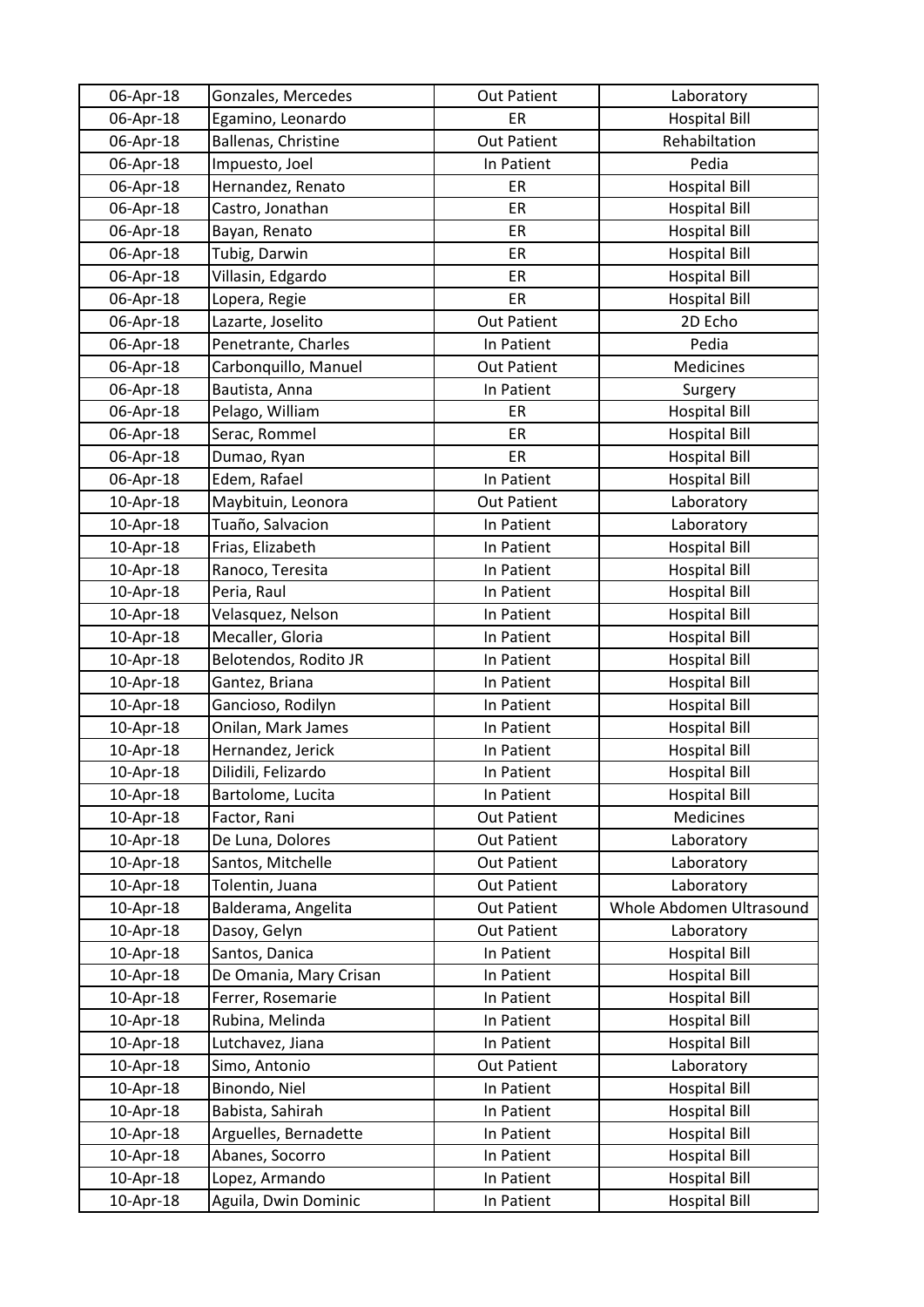| 06-Apr-18 | Gonzales, Mercedes | Out Patient | Laboratory |
|---|---|---|---|
| 06-Apr-18 | Egamino, Leonardo | ER | Hospital Bill |
| 06-Apr-18 | Ballenas, Christine | Out Patient | Rehabiltation |
| 06-Apr-18 | Impuesto, Joel | In Patient | Pedia |
| 06-Apr-18 | Hernandez, Renato | ER | Hospital Bill |
| 06-Apr-18 | Castro, Jonathan | ER | Hospital Bill |
| 06-Apr-18 | Bayan, Renato | ER | Hospital Bill |
| 06-Apr-18 | Tubig, Darwin | ER | Hospital Bill |
| 06-Apr-18 | Villasin, Edgardo | ER | Hospital Bill |
| 06-Apr-18 | Lopera, Regie | ER | Hospital Bill |
| 06-Apr-18 | Lazarte, Joselito | Out Patient | 2D Echo |
| 06-Apr-18 | Penetrante, Charles | In Patient | Pedia |
| 06-Apr-18 | Carbonquillo, Manuel | Out Patient | Medicines |
| 06-Apr-18 | Bautista, Anna | In Patient | Surgery |
| 06-Apr-18 | Pelago, William | ER | Hospital Bill |
| 06-Apr-18 | Serac, Rommel | ER | Hospital Bill |
| 06-Apr-18 | Dumao, Ryan | ER | Hospital Bill |
| 06-Apr-18 | Edem, Rafael | In Patient | Hospital Bill |
| 10-Apr-18 | Maybituin, Leonora | Out Patient | Laboratory |
| 10-Apr-18 | Tuaño, Salvacion | In Patient | Laboratory |
| 10-Apr-18 | Frias, Elizabeth | In Patient | Hospital Bill |
| 10-Apr-18 | Ranoco, Teresita | In Patient | Hospital Bill |
| 10-Apr-18 | Peria, Raul | In Patient | Hospital Bill |
| 10-Apr-18 | Velasquez, Nelson | In Patient | Hospital Bill |
| 10-Apr-18 | Mecaller, Gloria | In Patient | Hospital Bill |
| 10-Apr-18 | Belotendos, Rodito JR | In Patient | Hospital Bill |
| 10-Apr-18 | Gantez, Briana | In Patient | Hospital Bill |
| 10-Apr-18 | Gancioso, Rodilyn | In Patient | Hospital Bill |
| 10-Apr-18 | Onilan, Mark James | In Patient | Hospital Bill |
| 10-Apr-18 | Hernandez, Jerick | In Patient | Hospital Bill |
| 10-Apr-18 | Dilidili, Felizardo | In Patient | Hospital Bill |
| 10-Apr-18 | Bartolome, Lucita | In Patient | Hospital Bill |
| 10-Apr-18 | Factor, Rani | Out Patient | Medicines |
| 10-Apr-18 | De Luna, Dolores | Out Patient | Laboratory |
| 10-Apr-18 | Santos, Mitchelle | Out Patient | Laboratory |
| 10-Apr-18 | Tolentin, Juana | Out Patient | Laboratory |
| 10-Apr-18 | Balderama, Angelita | Out Patient | Whole Abdomen Ultrasound |
| 10-Apr-18 | Dasoy, Gelyn | Out Patient | Laboratory |
| 10-Apr-18 | Santos, Danica | In Patient | Hospital Bill |
| 10-Apr-18 | De Omania, Mary Crisan | In Patient | Hospital Bill |
| 10-Apr-18 | Ferrer, Rosemarie | In Patient | Hospital Bill |
| 10-Apr-18 | Rubina, Melinda | In Patient | Hospital Bill |
| 10-Apr-18 | Lutchavez, Jiana | In Patient | Hospital Bill |
| 10-Apr-18 | Simo, Antonio | Out Patient | Laboratory |
| 10-Apr-18 | Binondo, Niel | In Patient | Hospital Bill |
| 10-Apr-18 | Babista, Sahirah | In Patient | Hospital Bill |
| 10-Apr-18 | Arguelles, Bernadette | In Patient | Hospital Bill |
| 10-Apr-18 | Abanes, Socorro | In Patient | Hospital Bill |
| 10-Apr-18 | Lopez, Armando | In Patient | Hospital Bill |
| 10-Apr-18 | Aguila, Dwin Dominic | In Patient | Hospital Bill |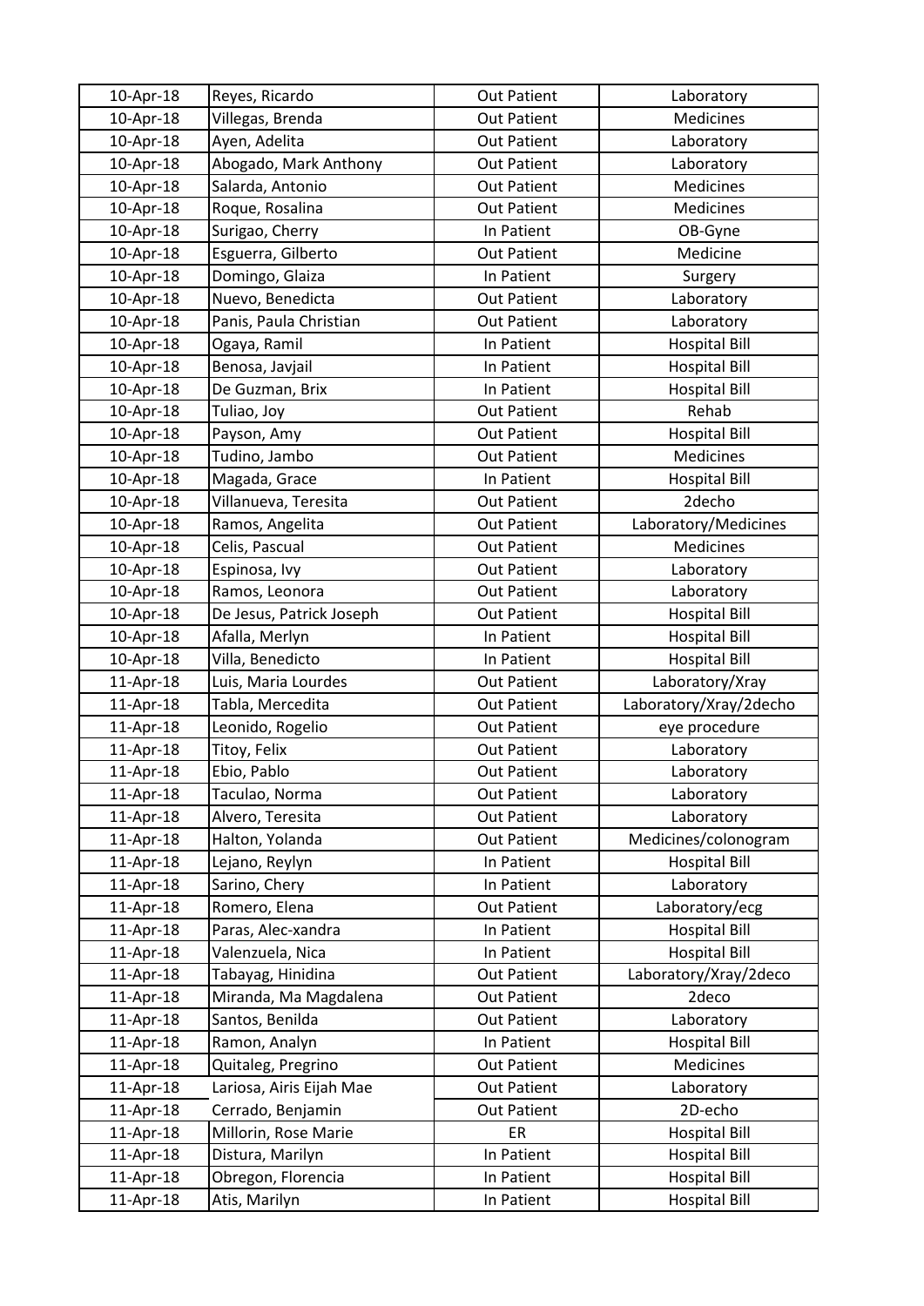| 10-Apr-18 | Reyes, Ricardo | Out Patient | Laboratory |
|---|---|---|---|
| 10-Apr-18 | Villegas, Brenda | Out Patient | Medicines |
| 10-Apr-18 | Ayen, Adelita | Out Patient | Laboratory |
| 10-Apr-18 | Abogado, Mark Anthony | Out Patient | Laboratory |
| 10-Apr-18 | Salarda, Antonio | Out Patient | Medicines |
| 10-Apr-18 | Roque, Rosalina | Out Patient | Medicines |
| 10-Apr-18 | Surigao, Cherry | In Patient | OB-Gyne |
| 10-Apr-18 | Esguerra, Gilberto | Out Patient | Medicine |
| 10-Apr-18 | Domingo, Glaiza | In Patient | Surgery |
| 10-Apr-18 | Nuevo, Benedicta | Out Patient | Laboratory |
| 10-Apr-18 | Panis, Paula Christian | Out Patient | Laboratory |
| 10-Apr-18 | Ogaya, Ramil | In Patient | Hospital Bill |
| 10-Apr-18 | Benosa, Javjail | In Patient | Hospital Bill |
| 10-Apr-18 | De Guzman, Brix | In Patient | Hospital Bill |
| 10-Apr-18 | Tuliao, Joy | Out Patient | Rehab |
| 10-Apr-18 | Payson, Amy | Out Patient | Hospital Bill |
| 10-Apr-18 | Tudino, Jambo | Out Patient | Medicines |
| 10-Apr-18 | Magada, Grace | In Patient | Hospital Bill |
| 10-Apr-18 | Villanueva, Teresita | Out Patient | 2decho |
| 10-Apr-18 | Ramos, Angelita | Out Patient | Laboratory/Medicines |
| 10-Apr-18 | Celis, Pascual | Out Patient | Medicines |
| 10-Apr-18 | Espinosa, Ivy | Out Patient | Laboratory |
| 10-Apr-18 | Ramos, Leonora | Out Patient | Laboratory |
| 10-Apr-18 | De Jesus, Patrick Joseph | Out Patient | Hospital Bill |
| 10-Apr-18 | Afalla, Merlyn | In Patient | Hospital Bill |
| 10-Apr-18 | Villa, Benedicto | In Patient | Hospital Bill |
| 11-Apr-18 | Luis, Maria Lourdes | Out Patient | Laboratory/Xray |
| 11-Apr-18 | Tabla, Mercedita | Out Patient | Laboratory/Xray/2decho |
| 11-Apr-18 | Leonido, Rogelio | Out Patient | eye procedure |
| 11-Apr-18 | Titoy, Felix | Out Patient | Laboratory |
| 11-Apr-18 | Ebio, Pablo | Out Patient | Laboratory |
| 11-Apr-18 | Taculao, Norma | Out Patient | Laboratory |
| 11-Apr-18 | Alvero, Teresita | Out Patient | Laboratory |
| 11-Apr-18 | Halton, Yolanda | Out Patient | Medicines/colonogram |
| 11-Apr-18 | Lejano, Reylyn | In Patient | Hospital Bill |
| 11-Apr-18 | Sarino, Chery | In Patient | Laboratory |
| 11-Apr-18 | Romero, Elena | Out Patient | Laboratory/ecg |
| 11-Apr-18 | Paras, Alec-xandra | In Patient | Hospital Bill |
| 11-Apr-18 | Valenzuela, Nica | In Patient | Hospital Bill |
| 11-Apr-18 | Tabayag, Hinidina | Out Patient | Laboratory/Xray/2deco |
| 11-Apr-18 | Miranda, Ma Magdalena | Out Patient | 2deco |
| 11-Apr-18 | Santos, Benilda | Out Patient | Laboratory |
| 11-Apr-18 | Ramon, Analyn | In Patient | Hospital Bill |
| 11-Apr-18 | Quitaleg, Pregrino | Out Patient | Medicines |
| 11-Apr-18 | Lariosa, Airis Eijah Mae | Out Patient | Laboratory |
| 11-Apr-18 | Cerrado, Benjamin | Out Patient | 2D-echo |
| 11-Apr-18 | Millorin, Rose Marie | ER | Hospital Bill |
| 11-Apr-18 | Distura, Marilyn | In Patient | Hospital Bill |
| 11-Apr-18 | Obregon, Florencia | In Patient | Hospital Bill |
| 11-Apr-18 | Atis, Marilyn | In Patient | Hospital Bill |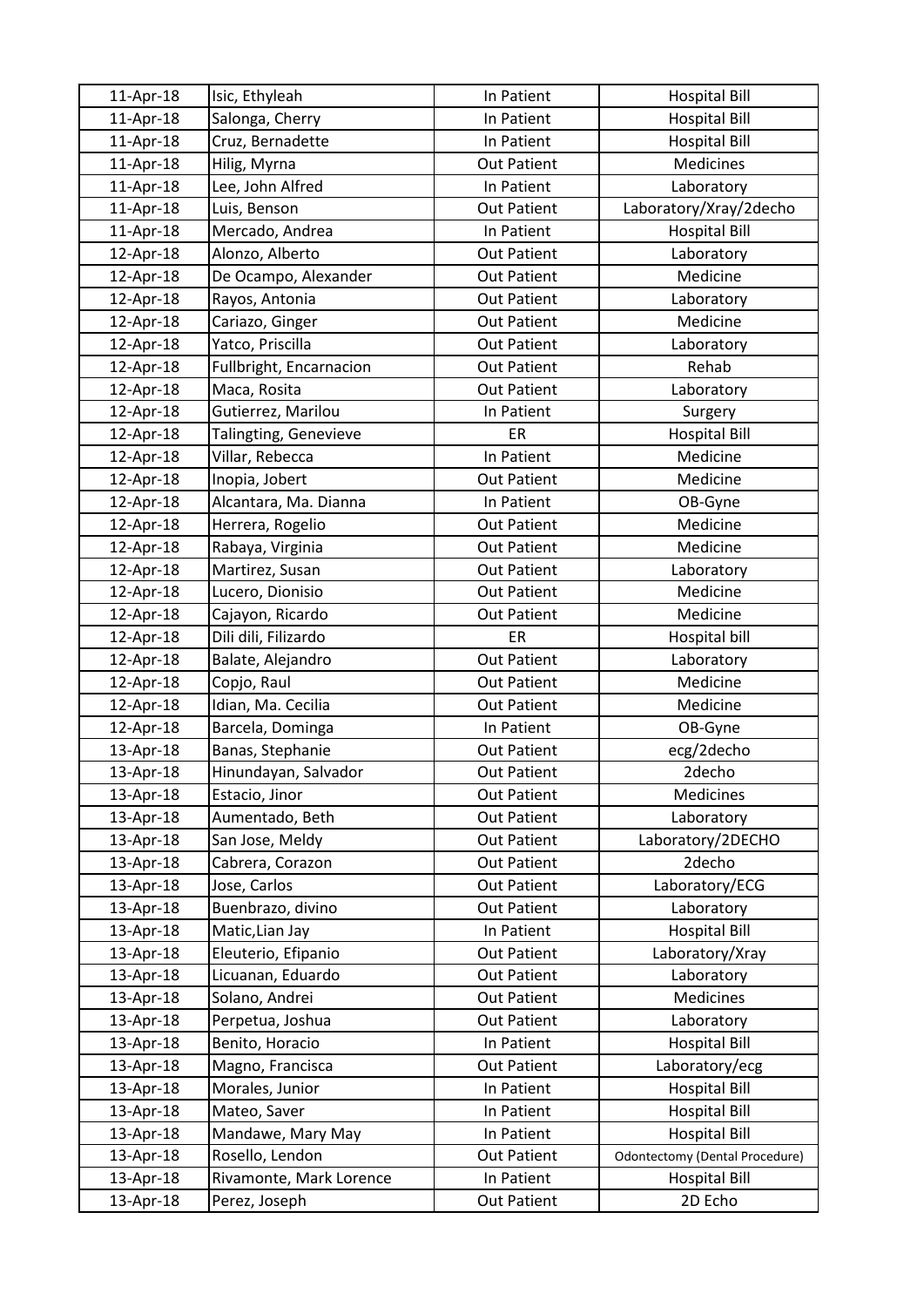| 11-Apr-18 | Isic, Ethyleah | In Patient | Hospital Bill |
|---|---|---|---|
| 11-Apr-18 | Salonga, Cherry | In Patient | Hospital Bill |
| 11-Apr-18 | Cruz, Bernadette | In Patient | Hospital Bill |
| 11-Apr-18 | Hilig, Myrna | Out Patient | Medicines |
| 11-Apr-18 | Lee, John Alfred | In Patient | Laboratory |
| 11-Apr-18 | Luis, Benson | Out Patient | Laboratory/Xray/2decho |
| 11-Apr-18 | Mercado, Andrea | In Patient | Hospital Bill |
| 12-Apr-18 | Alonzo, Alberto | Out Patient | Laboratory |
| 12-Apr-18 | De Ocampo, Alexander | Out Patient | Medicine |
| 12-Apr-18 | Rayos, Antonia | Out Patient | Laboratory |
| 12-Apr-18 | Cariazo, Ginger | Out Patient | Medicine |
| 12-Apr-18 | Yatco, Priscilla | Out Patient | Laboratory |
| 12-Apr-18 | Fullbright, Encarnacion | Out Patient | Rehab |
| 12-Apr-18 | Maca, Rosita | Out Patient | Laboratory |
| 12-Apr-18 | Gutierrez, Marilou | In Patient | Surgery |
| 12-Apr-18 | Talingting, Genevieve | ER | Hospital Bill |
| 12-Apr-18 | Villar, Rebecca | In Patient | Medicine |
| 12-Apr-18 | Inopia, Jobert | Out Patient | Medicine |
| 12-Apr-18 | Alcantara, Ma. Dianna | In Patient | OB-Gyne |
| 12-Apr-18 | Herrera, Rogelio | Out Patient | Medicine |
| 12-Apr-18 | Rabaya, Virginia | Out Patient | Medicine |
| 12-Apr-18 | Martirez, Susan | Out Patient | Laboratory |
| 12-Apr-18 | Lucero, Dionisio | Out Patient | Medicine |
| 12-Apr-18 | Cajayon, Ricardo | Out Patient | Medicine |
| 12-Apr-18 | Dili dili, Filizardo | ER | Hospital bill |
| 12-Apr-18 | Balate, Alejandro | Out Patient | Laboratory |
| 12-Apr-18 | Copjo, Raul | Out Patient | Medicine |
| 12-Apr-18 | Idian, Ma. Cecilia | Out Patient | Medicine |
| 12-Apr-18 | Barcela, Dominga | In Patient | OB-Gyne |
| 13-Apr-18 | Banas, Stephanie | Out Patient | ecg/2decho |
| 13-Apr-18 | Hinundayan, Salvador | Out Patient | 2decho |
| 13-Apr-18 | Estacio, Jinor | Out Patient | Medicines |
| 13-Apr-18 | Aumentado, Beth | Out Patient | Laboratory |
| 13-Apr-18 | San Jose, Meldy | Out Patient | Laboratory/2DECHO |
| 13-Apr-18 | Cabrera, Corazon | Out Patient | 2decho |
| 13-Apr-18 | Jose, Carlos | Out Patient | Laboratory/ECG |
| 13-Apr-18 | Buenbrazo, divino | Out Patient | Laboratory |
| 13-Apr-18 | Matic,Lian Jay | In Patient | Hospital Bill |
| 13-Apr-18 | Eleuterio, Efipanio | Out Patient | Laboratory/Xray |
| 13-Apr-18 | Licuanan, Eduardo | Out Patient | Laboratory |
| 13-Apr-18 | Solano, Andrei | Out Patient | Medicines |
| 13-Apr-18 | Perpetua, Joshua | Out Patient | Laboratory |
| 13-Apr-18 | Benito, Horacio | In Patient | Hospital Bill |
| 13-Apr-18 | Magno, Francisca | Out Patient | Laboratory/ecg |
| 13-Apr-18 | Morales, Junior | In Patient | Hospital Bill |
| 13-Apr-18 | Mateo, Saver | In Patient | Hospital Bill |
| 13-Apr-18 | Mandawe, Mary May | In Patient | Hospital Bill |
| 13-Apr-18 | Rosello, Lendon | Out Patient | Odontectomy (Dental Procedure) |
| 13-Apr-18 | Rivamonte, Mark Lorence | In Patient | Hospital Bill |
| 13-Apr-18 | Perez, Joseph | Out Patient | 2D Echo |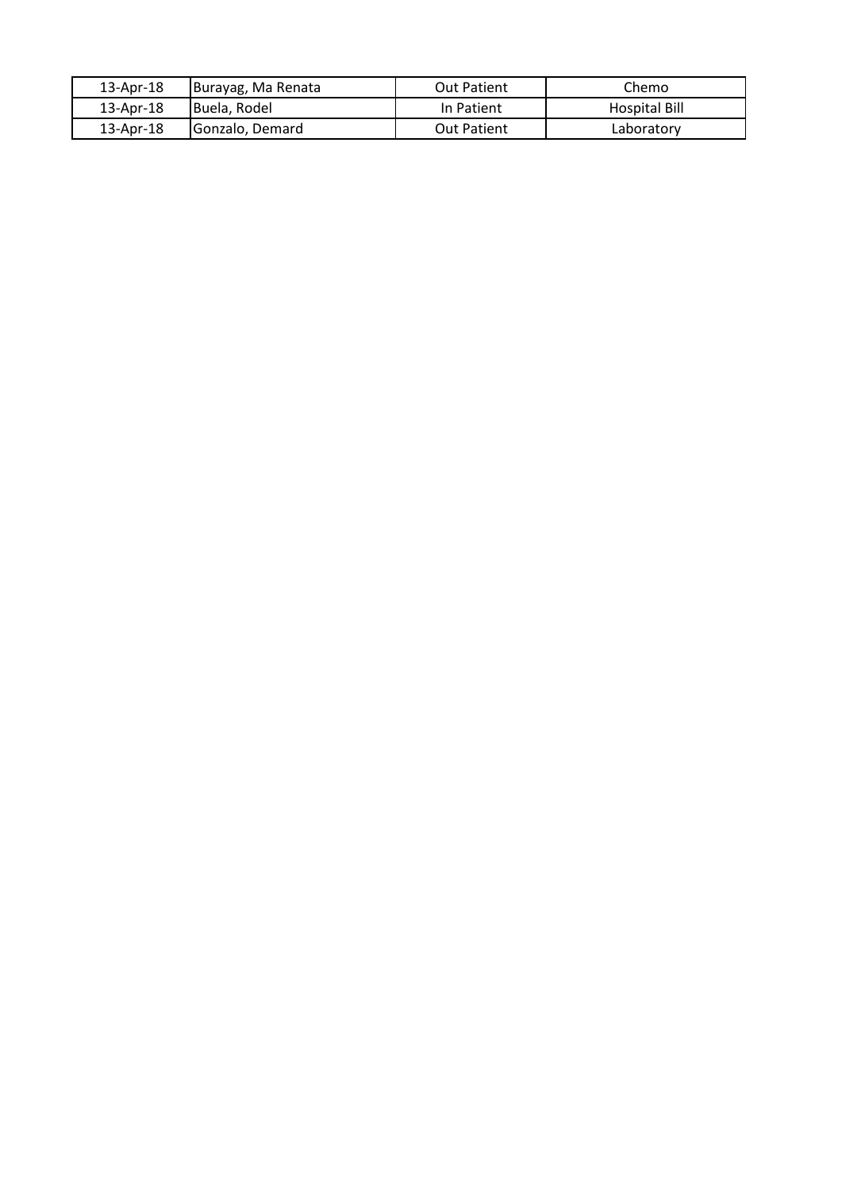| | | | |
|---|---|---|---|
| 13-Apr-18 | Burayag, Ma Renata | Out Patient | Chemo |
| 13-Apr-18 | Buela, Rodel | In Patient | Hospital Bill |
| 13-Apr-18 | Gonzalo, Demard | Out Patient | Laboratory |